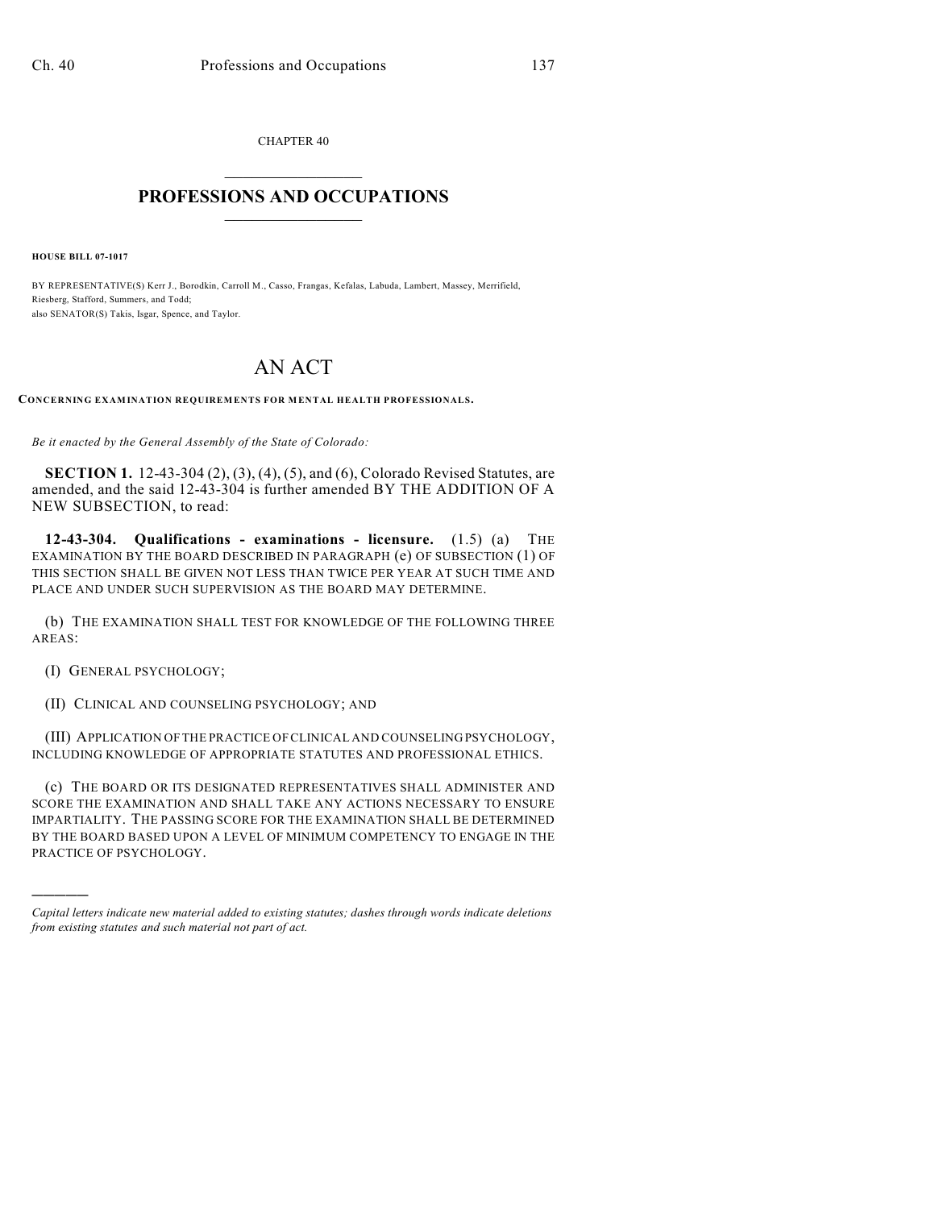CHAPTER 40

## PROFESSIONS AND OCCUPATIONS

**HOUSE BILL 07-1017**

BY REPRESENTATIVE(S) Kerr J., Borodkin, Carroll M., Casso, Frangas, Kefalas, Labuda, Lambert, Massey, Merrifield, Riesberg, Stafford, Summers, and Todd;
also SENATOR(S) Takis, Isgar, Spence, and Taylor.

# AN ACT

**CONCERNING EXAMINATION REQUIREMENTS FOR MENTAL HEALTH PROFESSIONALS.**

*Be it enacted by the General Assembly of the State of Colorado:*

**SECTION 1.** 12-43-304 (2), (3), (4), (5), and (6), Colorado Revised Statutes, are amended, and the said 12-43-304 is further amended BY THE ADDITION OF A NEW SUBSECTION, to read:

**12-43-304. Qualifications - examinations - licensure.** (1.5) (a) THE EXAMINATION BY THE BOARD DESCRIBED IN PARAGRAPH (e) OF SUBSECTION (1) OF THIS SECTION SHALL BE GIVEN NOT LESS THAN TWICE PER YEAR AT SUCH TIME AND PLACE AND UNDER SUCH SUPERVISION AS THE BOARD MAY DETERMINE.

(b) THE EXAMINATION SHALL TEST FOR KNOWLEDGE OF THE FOLLOWING THREE AREAS:

(I) GENERAL PSYCHOLOGY;

(II) CLINICAL AND COUNSELING PSYCHOLOGY; AND

(III) APPLICATION OF THE PRACTICE OF CLINICAL AND COUNSELING PSYCHOLOGY, INCLUDING KNOWLEDGE OF APPROPRIATE STATUTES AND PROFESSIONAL ETHICS.

(c) THE BOARD OR ITS DESIGNATED REPRESENTATIVES SHALL ADMINISTER AND SCORE THE EXAMINATION AND SHALL TAKE ANY ACTIONS NECESSARY TO ENSURE IMPARTIALITY. THE PASSING SCORE FOR THE EXAMINATION SHALL BE DETERMINED BY THE BOARD BASED UPON A LEVEL OF MINIMUM COMPETENCY TO ENGAGE IN THE PRACTICE OF PSYCHOLOGY.

---

*Capital letters indicate new material added to existing statutes; dashes through words indicate deletions from existing statutes and such material not part of act.*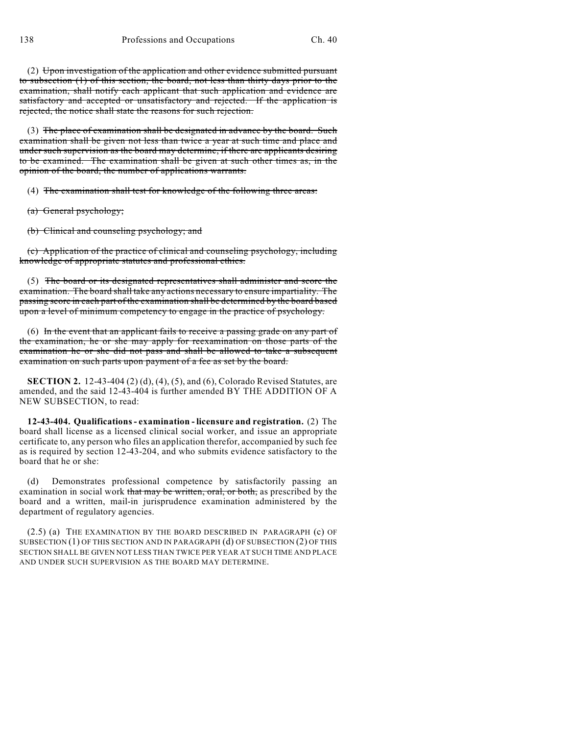(2) ~~Upon investigation of the application and other evidence submitted pursuant to subsection (1) of this section, the board, not less than thirty days prior to the examination, shall notify each applicant that such application and evidence are satisfactory and accepted or unsatisfactory and rejected. If the application is rejected, the notice shall state the reasons for such rejection.~~

(3) ~~The place of examination shall be designated in advance by the board. Such examination shall be given not less than twice a year at such time and place and under such supervision as the board may determine, if there are applicants desiring to be examined. The examination shall be given at such other times as, in the opinion of the board, the number of applications warrants.~~

(4) ~~The examination shall test for knowledge of the following three areas:~~

~~(a) General psychology;~~

~~(b) Clinical and counseling psychology; and~~

~~(c) Application of the practice of clinical and counseling psychology, including knowledge of appropriate statutes and professional ethics.~~

(5) ~~The board or its designated representatives shall administer and score the examination. The board shall take any actions necessary to ensure impartiality. The passing score in each part of the examination shall be determined by the board based upon a level of minimum competency to engage in the practice of psychology.~~

(6) ~~In the event that an applicant fails to receive a passing grade on any part of the examination, he or she may apply for reexamination on those parts of the examination he or she did not pass and shall be allowed to take a subsequent examination on such parts upon payment of a fee as set by the board.~~

**SECTION 2.** 12-43-404 (2) (d), (4), (5), and (6), Colorado Revised Statutes, are amended, and the said 12-43-404 is further amended BY THE ADDITION OF A NEW SUBSECTION, to read:

**12-43-404. Qualifications - examination - licensure and registration.** (2) The board shall license as a licensed clinical social worker, and issue an appropriate certificate to, any person who files an application therefor, accompanied by such fee as is required by section 12-43-204, and who submits evidence satisfactory to the board that he or she:

(d) Demonstrates professional competence by satisfactorily passing an examination in social work ~~that may be written, oral, or both,~~ as prescribed by the board and a written, mail-in jurisprudence examination administered by the department of regulatory agencies.

(2.5) (a) THE EXAMINATION BY THE BOARD DESCRIBED IN PARAGRAPH (c) OF SUBSECTION (1) OF THIS SECTION AND IN PARAGRAPH (d) OF SUBSECTION (2) OF THIS SECTION SHALL BE GIVEN NOT LESS THAN TWICE PER YEAR AT SUCH TIME AND PLACE AND UNDER SUCH SUPERVISION AS THE BOARD MAY DETERMINE.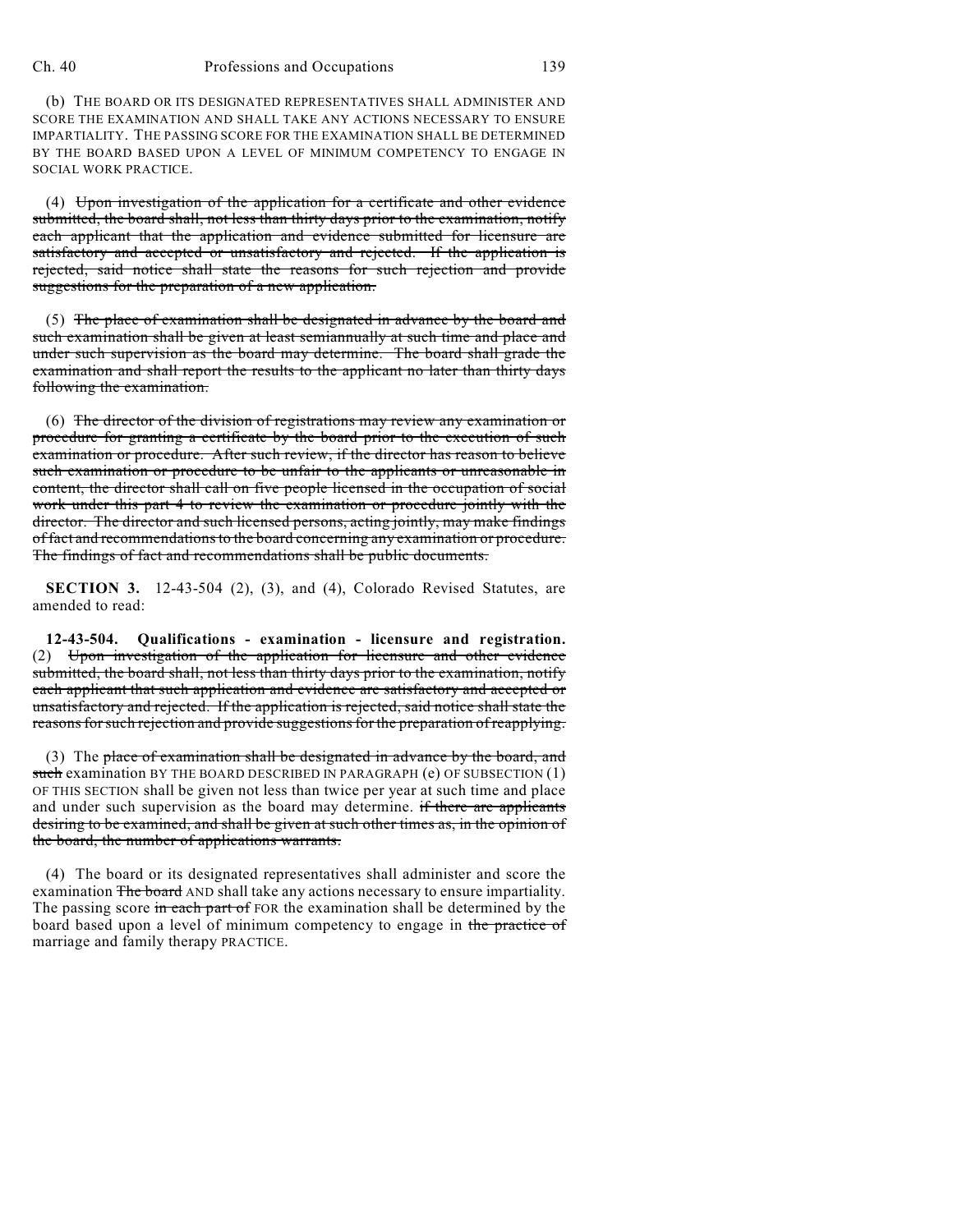(b) THE BOARD OR ITS DESIGNATED REPRESENTATIVES SHALL ADMINISTER AND SCORE THE EXAMINATION AND SHALL TAKE ANY ACTIONS NECESSARY TO ENSURE IMPARTIALITY. THE PASSING SCORE FOR THE EXAMINATION SHALL BE DETERMINED BY THE BOARD BASED UPON A LEVEL OF MINIMUM COMPETENCY TO ENGAGE IN SOCIAL WORK PRACTICE.

(4) ~~Upon investigation of the application for a certificate and other evidence submitted, the board shall, not less than thirty days prior to the examination, notify each applicant that the application and evidence submitted for licensure are satisfactory and accepted or unsatisfactory and rejected. If the application is rejected, said notice shall state the reasons for such rejection and provide suggestions for the preparation of a new application.~~

(5) ~~The place of examination shall be designated in advance by the board and such examination shall be given at least semiannually at such time and place and under such supervision as the board may determine. The board shall grade the examination and shall report the results to the applicant no later than thirty days following the examination.~~

(6) ~~The director of the division of registrations may review any examination or procedure for granting a certificate by the board prior to the execution of such examination or procedure. After such review, if the director has reason to believe such examination or procedure to be unfair to the applicants or unreasonable in content, the director shall call on five people licensed in the occupation of social work under this part 4 to review the examination or procedure jointly with the director. The director and such licensed persons, acting jointly, may make findings of fact and recommendations to the board concerning any examination or procedure. The findings of fact and recommendations shall be public documents.~~

**SECTION 3.** 12-43-504 (2), (3), and (4), Colorado Revised Statutes, are amended to read:

**12-43-504. Qualifications - examination - licensure and registration.** (2) ~~Upon investigation of the application for licensure and other evidence submitted, the board shall, not less than thirty days prior to the examination, notify each applicant that such application and evidence are satisfactory and accepted or unsatisfactory and rejected. If the application is rejected, said notice shall state the reasons for such rejection and provide suggestions for the preparation of reapplying.~~

(3) The ~~place of examination shall be designated in advance by the board, and such~~ examination BY THE BOARD DESCRIBED IN PARAGRAPH (e) OF SUBSECTION (1) OF THIS SECTION shall be given not less than twice per year at such time and place and under such supervision as the board may determine. ~~if there are applicants desiring to be examined, and shall be given at such other times as, in the opinion of the board, the number of applications warrants.~~

(4) The board or its designated representatives shall administer and score the examination ~~The board~~ AND shall take any actions necessary to ensure impartiality. The passing score ~~in each part of~~ FOR the examination shall be determined by the board based upon a level of minimum competency to engage in ~~the practice of~~ marriage and family therapy PRACTICE.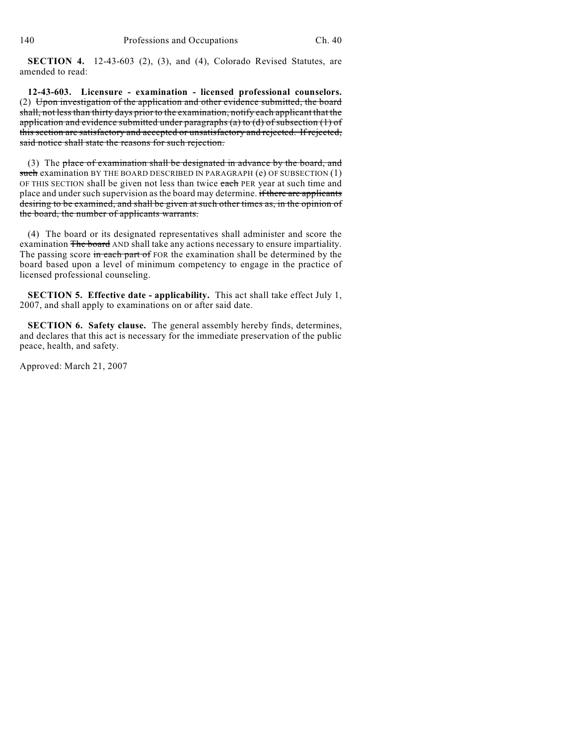**SECTION 4.** 12-43-603 (2), (3), and (4), Colorado Revised Statutes, are amended to read:

**12-43-603. Licensure - examination - licensed professional counselors.** (2) ~~Upon investigation of the application and other evidence submitted, the board shall, not less than thirty days prior to the examination, notify each applicant that the application and evidence submitted under paragraphs (a) to (d) of subsection (1) of this section are satisfactory and accepted or unsatisfactory and rejected. If rejected, said notice shall state the reasons for such rejection.~~

(3) The ~~place of examination shall be designated in advance by the board, and such~~ examination BY THE BOARD DESCRIBED IN PARAGRAPH (e) OF SUBSECTION (1) OF THIS SECTION shall be given not less than twice ~~each~~ PER year at such time and place and under such supervision as the board may determine. ~~if there are applicants desiring to be examined, and shall be given at such other times as, in the opinion of the board, the number of applicants warrants.~~

(4) The board or its designated representatives shall administer and score the examination ~~The board~~ AND shall take any actions necessary to ensure impartiality. The passing score ~~in each part of~~ FOR the examination shall be determined by the board based upon a level of minimum competency to engage in the practice of licensed professional counseling.

**SECTION 5. Effective date - applicability.** This act shall take effect July 1, 2007, and shall apply to examinations on or after said date.

**SECTION 6. Safety clause.** The general assembly hereby finds, determines, and declares that this act is necessary for the immediate preservation of the public peace, health, and safety.

Approved: March 21, 2007